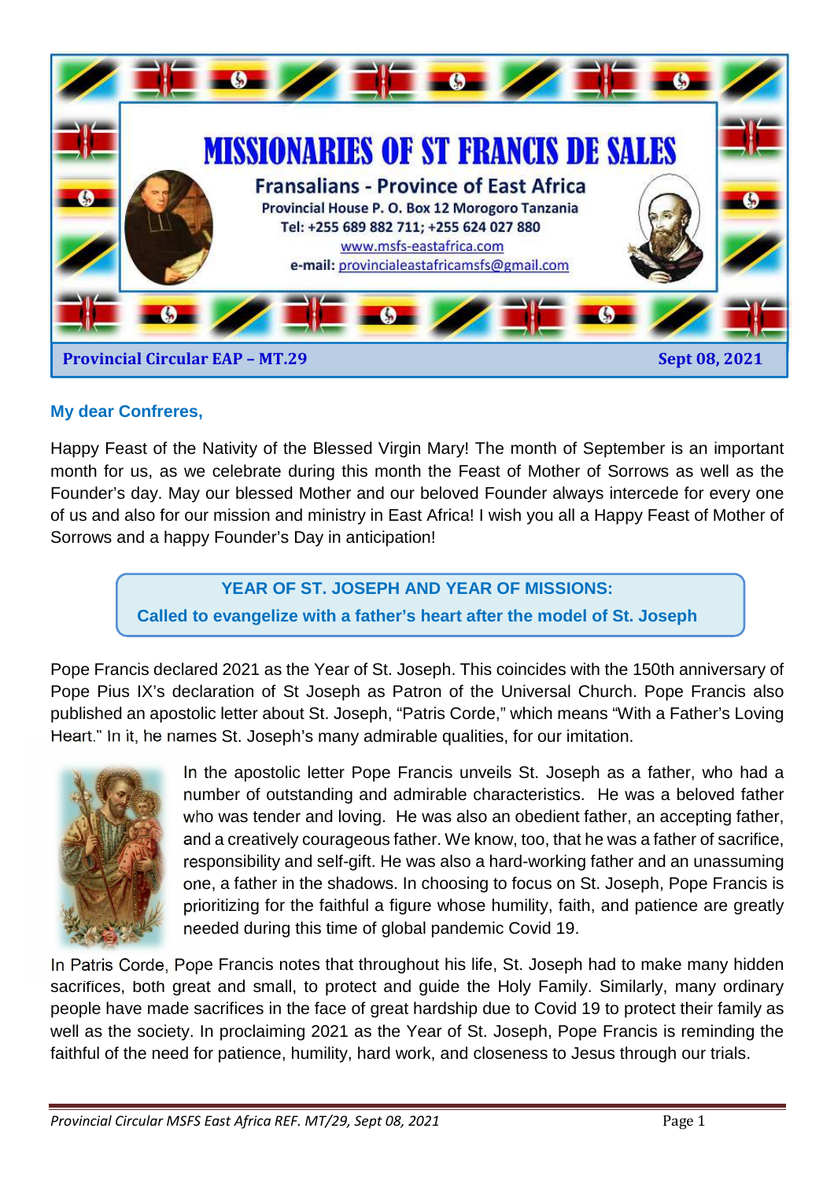# MISSIONARIES OF ST FRANCIS DE SALES

## Fransalians - Province of East Africa

**Provincial House P. O. Box 12 Morogoro Tanzania**

**Tel: +255 689 882 711; +255 624 027 880**

www.msfs-eastafrica.com

**e-mail:** provincialeastafricamsfs@gmail.com

**Provincial Circular EAP – MT.29** **Sept 08, 2021**

**My dear Confreres,**

Happy Feast of the Nativity of the Blessed Virgin Mary! The month of September is an important month for us, as we celebrate during this month the Feast of Mother of Sorrows as well as the Founder's day. May our blessed Mother and our beloved Founder always intercede for every one of us and also for our mission and ministry in East Africa! I wish you all a Happy Feast of Mother of Sorrows and a happy Founder's Day in anticipation!

**YEAR OF ST. JOSEPH AND YEAR OF MISSIONS:**
**Called to evangelize with a father's heart after the model of St. Joseph**

Pope Francis declared 2021 as the Year of St. Joseph. This coincides with the 150th anniversary of Pope Pius IX's declaration of St Joseph as Patron of the Universal Church. Pope Francis also published an apostolic letter about St. Joseph, "Patris Corde," which means "With a Father's Loving Heart." In it, he names St. Joseph's many admirable qualities, for our imitation.

In the apostolic letter Pope Francis unveils St. Joseph as a father, who had a number of outstanding and admirable characteristics. He was a beloved father who was tender and loving. He was also an obedient father, an accepting father, and a creatively courageous father. We know, too, that he was a father of sacrifice, responsibility and self-gift. He was also a hard-working father and an unassuming one, a father in the shadows. In choosing to focus on St. Joseph, Pope Francis is prioritizing for the faithful a figure whose humility, faith, and patience are greatly needed during this time of global pandemic Covid 19.

In Patris Corde, Pope Francis notes that throughout his life, St. Joseph had to make many hidden sacrifices, both great and small, to protect and guide the Holy Family. Similarly, many ordinary people have made sacrifices in the face of great hardship due to Covid 19 to protect their family as well as the society. In proclaiming 2021 as the Year of St. Joseph, Pope Francis is reminding the faithful of the need for patience, humility, hard work, and closeness to Jesus through our trials.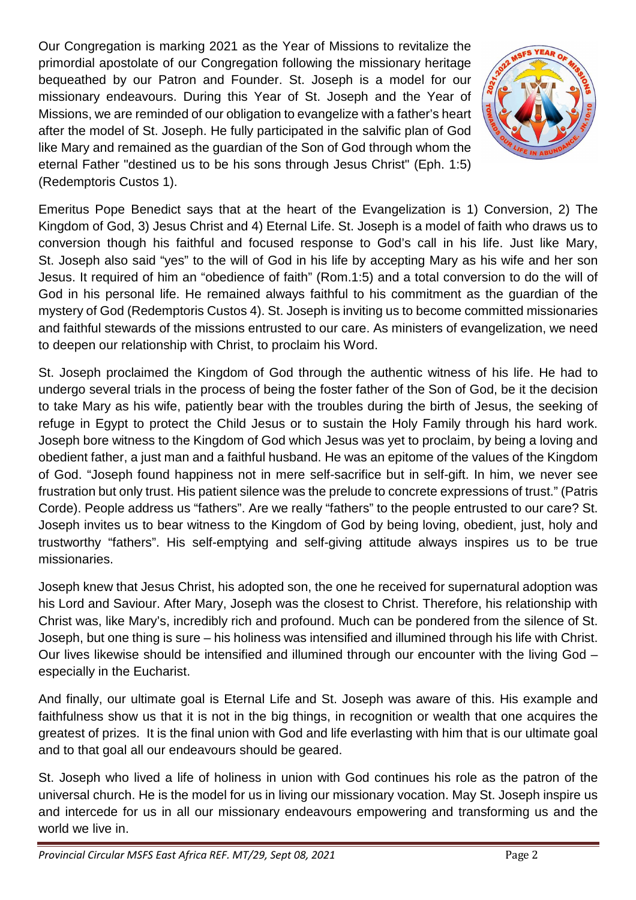Our Congregation is marking 2021 as the Year of Missions to revitalize the primordial apostolate of our Congregation following the missionary heritage bequeathed by our Patron and Founder. St. Joseph is a model for our missionary endeavours. During this Year of St. Joseph and the Year of Missions, we are reminded of our obligation to evangelize with a father's heart after the model of St. Joseph. He fully participated in the salvific plan of God like Mary and remained as the guardian of the Son of God through whom the eternal Father "destined us to be his sons through Jesus Christ" (Eph. 1:5) (Redemptoris Custos 1).

Emeritus Pope Benedict says that at the heart of the Evangelization is 1) Conversion, 2) The Kingdom of God, 3) Jesus Christ and 4) Eternal Life. St. Joseph is a model of faith who draws us to conversion though his faithful and focused response to God's call in his life. Just like Mary, St. Joseph also said "yes" to the will of God in his life by accepting Mary as his wife and her son Jesus. It required of him an "obedience of faith" (Rom.1:5) and a total conversion to do the will of God in his personal life. He remained always faithful to his commitment as the guardian of the mystery of God (Redemptoris Custos 4). St. Joseph is inviting us to become committed missionaries and faithful stewards of the missions entrusted to our care. As ministers of evangelization, we need to deepen our relationship with Christ, to proclaim his Word.

St. Joseph proclaimed the Kingdom of God through the authentic witness of his life. He had to undergo several trials in the process of being the foster father of the Son of God, be it the decision to take Mary as his wife, patiently bear with the troubles during the birth of Jesus, the seeking of refuge in Egypt to protect the Child Jesus or to sustain the Holy Family through his hard work. Joseph bore witness to the Kingdom of God which Jesus was yet to proclaim, by being a loving and obedient father, a just man and a faithful husband. He was an epitome of the values of the Kingdom of God. "Joseph found happiness not in mere self-sacrifice but in self-gift. In him, we never see frustration but only trust. His patient silence was the prelude to concrete expressions of trust." (Patris Corde). People address us "fathers". Are we really "fathers" to the people entrusted to our care? St. Joseph invites us to bear witness to the Kingdom of God by being loving, obedient, just, holy and trustworthy "fathers". His self-emptying and self-giving attitude always inspires us to be true missionaries.

Joseph knew that Jesus Christ, his adopted son, the one he received for supernatural adoption was his Lord and Saviour. After Mary, Joseph was the closest to Christ. Therefore, his relationship with Christ was, like Mary's, incredibly rich and profound. Much can be pondered from the silence of St. Joseph, but one thing is sure – his holiness was intensified and illumined through his life with Christ. Our lives likewise should be intensified and illumined through our encounter with the living God – especially in the Eucharist.

And finally, our ultimate goal is Eternal Life and St. Joseph was aware of this. His example and faithfulness show us that it is not in the big things, in recognition or wealth that one acquires the greatest of prizes. It is the final union with God and life everlasting with him that is our ultimate goal and to that goal all our endeavours should be geared.

St. Joseph who lived a life of holiness in union with God continues his role as the patron of the universal church. He is the model for us in living our missionary vocation. May St. Joseph inspire us and intercede for us in all our missionary endeavours empowering and transforming us and the world we live in.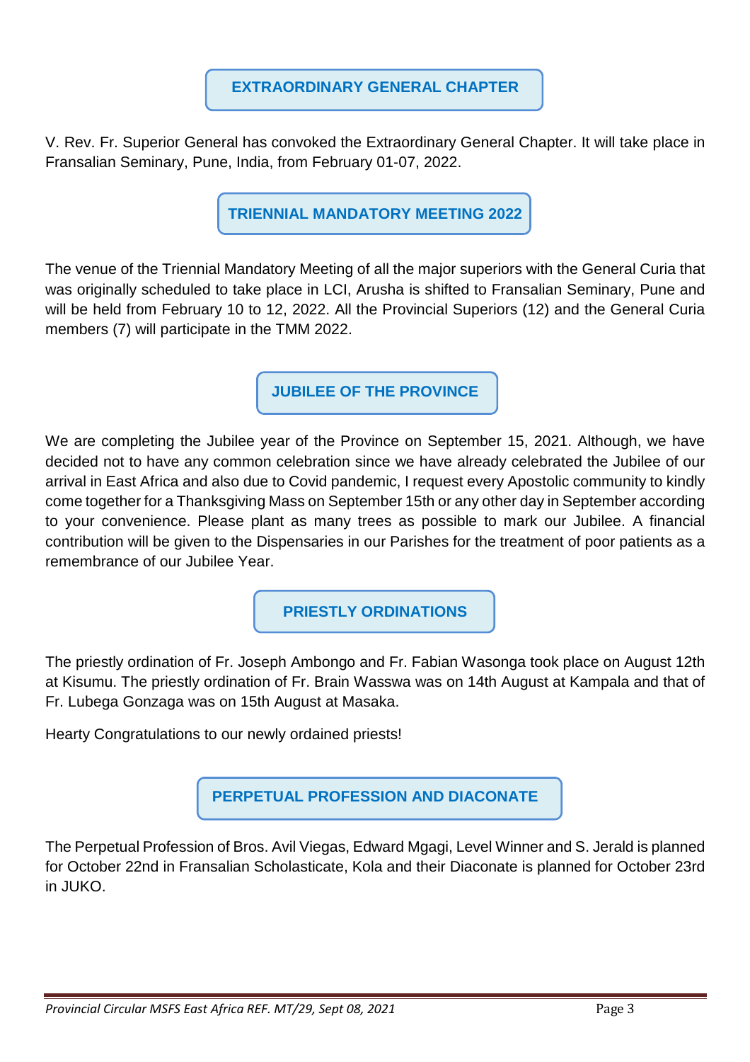## EXTRAORDINARY GENERAL CHAPTER

V. Rev. Fr. Superior General has convoked the Extraordinary General Chapter. It will take place in Fransalian Seminary, Pune, India, from February 01-07, 2022.

## TRIENNIAL MANDATORY MEETING 2022

The venue of the Triennial Mandatory Meeting of all the major superiors with the General Curia that was originally scheduled to take place in LCI, Arusha is shifted to Fransalian Seminary, Pune and will be held from February 10 to 12, 2022. All the Provincial Superiors (12) and the General Curia members (7) will participate in the TMM 2022.

## JUBILEE OF THE PROVINCE

We are completing the Jubilee year of the Province on September 15, 2021. Although, we have decided not to have any common celebration since we have already celebrated the Jubilee of our arrival in East Africa and also due to Covid pandemic, I request every Apostolic community to kindly come together for a Thanksgiving Mass on September 15th or any other day in September according to your convenience. Please plant as many trees as possible to mark our Jubilee. A financial contribution will be given to the Dispensaries in our Parishes for the treatment of poor patients as a remembrance of our Jubilee Year.

## PRIESTLY ORDINATIONS

The priestly ordination of Fr. Joseph Ambongo and Fr. Fabian Wasonga took place on August 12th at Kisumu. The priestly ordination of Fr. Brain Wasswa was on 14th August at Kampala and that of Fr. Lubega Gonzaga was on 15th August at Masaka.

Hearty Congratulations to our newly ordained priests!

## PERPETUAL PROFESSION AND DIACONATE

The Perpetual Profession of Bros. Avil Viegas, Edward Mgagi, Level Winner and S. Jerald is planned for October 22nd in Fransalian Scholasticate, Kola and their Diaconate is planned for October 23rd in JUKO.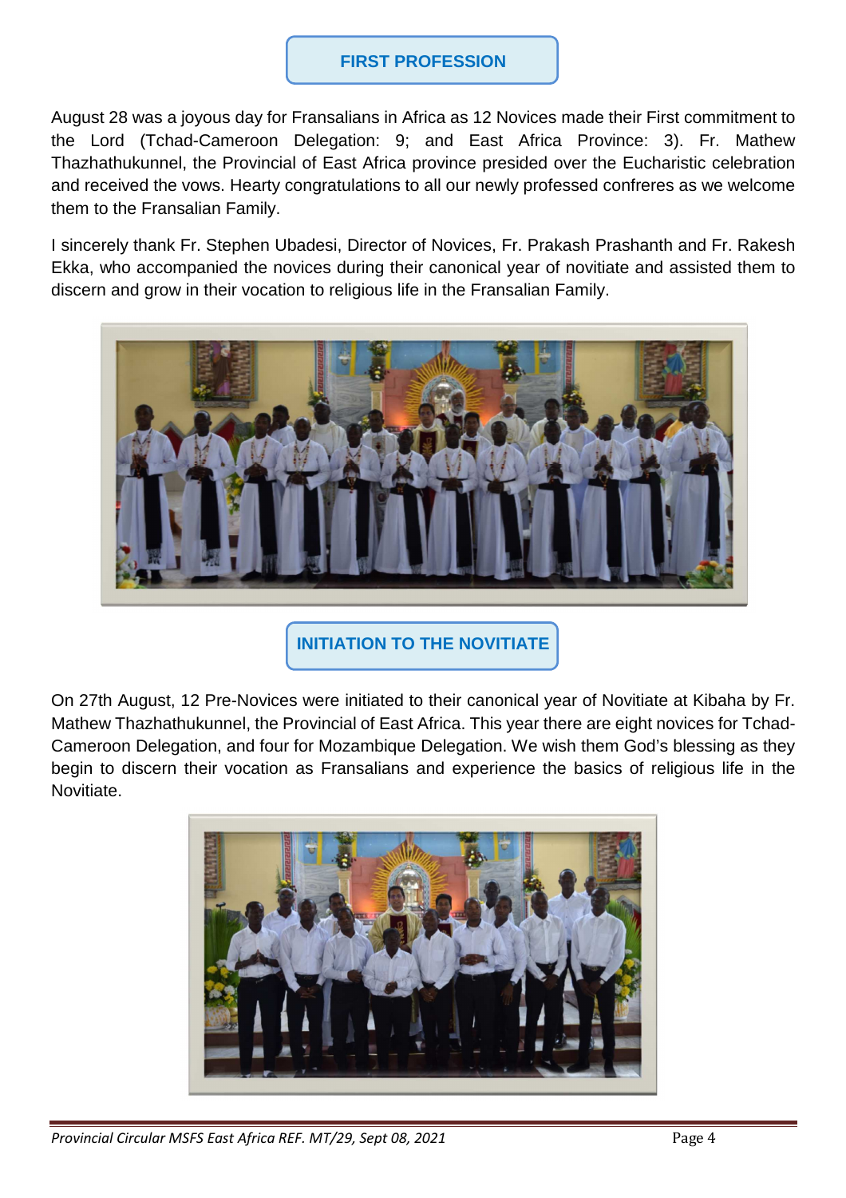## FIRST PROFESSION

August 28 was a joyous day for Fransalians in Africa as 12 Novices made their First commitment to the Lord (Tchad-Cameroon Delegation: 9; and East Africa Province: 3). Fr. Mathew Thazhathukunnel, the Provincial of East Africa province presided over the Eucharistic celebration and received the vows. Hearty congratulations to all our newly professed confreres as we welcome them to the Fransalian Family.

I sincerely thank Fr. Stephen Ubadesi, Director of Novices, Fr. Prakash Prashanth and Fr. Rakesh Ekka, who accompanied the novices during their canonical year of novitiate and assisted them to discern and grow in their vocation to religious life in the Fransalian Family.

## INITIATION TO THE NOVITIATE

On 27th August, 12 Pre-Novices were initiated to their canonical year of Novitiate at Kibaha by Fr. Mathew Thazhathukunnel, the Provincial of East Africa. This year there are eight novices for Tchad-Cameroon Delegation, and four for Mozambique Delegation. We wish them God's blessing as they begin to discern their vocation as Fransalians and experience the basics of religious life in the Novitiate.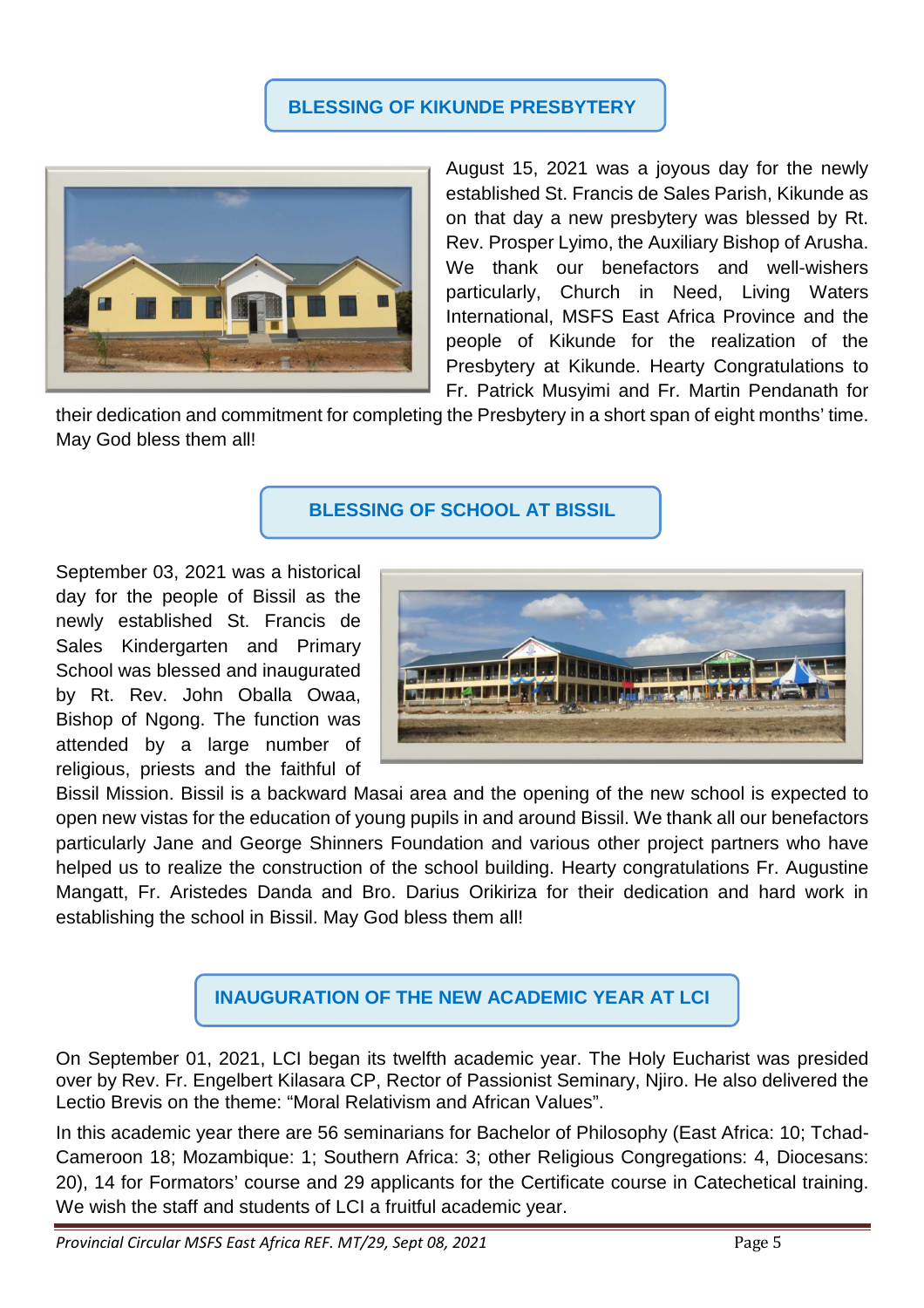## BLESSING OF KIKUNDE PRESBYTERY

August 15, 2021 was a joyous day for the newly established St. Francis de Sales Parish, Kikunde as on that day a new presbytery was blessed by Rt. Rev. Prosper Lyimo, the Auxiliary Bishop of Arusha. We thank our benefactors and well-wishers particularly, Church in Need, Living Waters International, MSFS East Africa Province and the people of Kikunde for the realization of the Presbytery at Kikunde. Hearty Congratulations to Fr. Patrick Musyimi and Fr. Martin Pendanath for their dedication and commitment for completing the Presbytery in a short span of eight months' time. May God bless them all!

## BLESSING OF SCHOOL AT BISSIL

September 03, 2021 was a historical day for the people of Bissil as the newly established St. Francis de Sales Kindergarten and Primary School was blessed and inaugurated by Rt. Rev. John Oballa Owaa, Bishop of Ngong. The function was attended by a large number of religious, priests and the faithful of Bissil Mission. Bissil is a backward Masai area and the opening of the new school is expected to open new vistas for the education of young pupils in and around Bissil. We thank all our benefactors particularly Jane and George Shinners Foundation and various other project partners who have helped us to realize the construction of the school building. Hearty congratulations Fr. Augustine Mangatt, Fr. Aristedes Danda and Bro. Darius Orikiriza for their dedication and hard work in establishing the school in Bissil. May God bless them all!

## INAUGURATION OF THE NEW ACADEMIC YEAR AT LCI

On September 01, 2021, LCI began its twelfth academic year. The Holy Eucharist was presided over by Rev. Fr. Engelbert Kilasara CP, Rector of Passionist Seminary, Njiro. He also delivered the Lectio Brevis on the theme: "Moral Relativism and African Values".

In this academic year there are 56 seminarians for Bachelor of Philosophy (East Africa: 10; Tchad-Cameroon 18; Mozambique: 1; Southern Africa: 3; other Religious Congregations: 4, Diocesans: 20), 14 for Formators' course and 29 applicants for the Certificate course in Catechetical training. We wish the staff and students of LCI a fruitful academic year.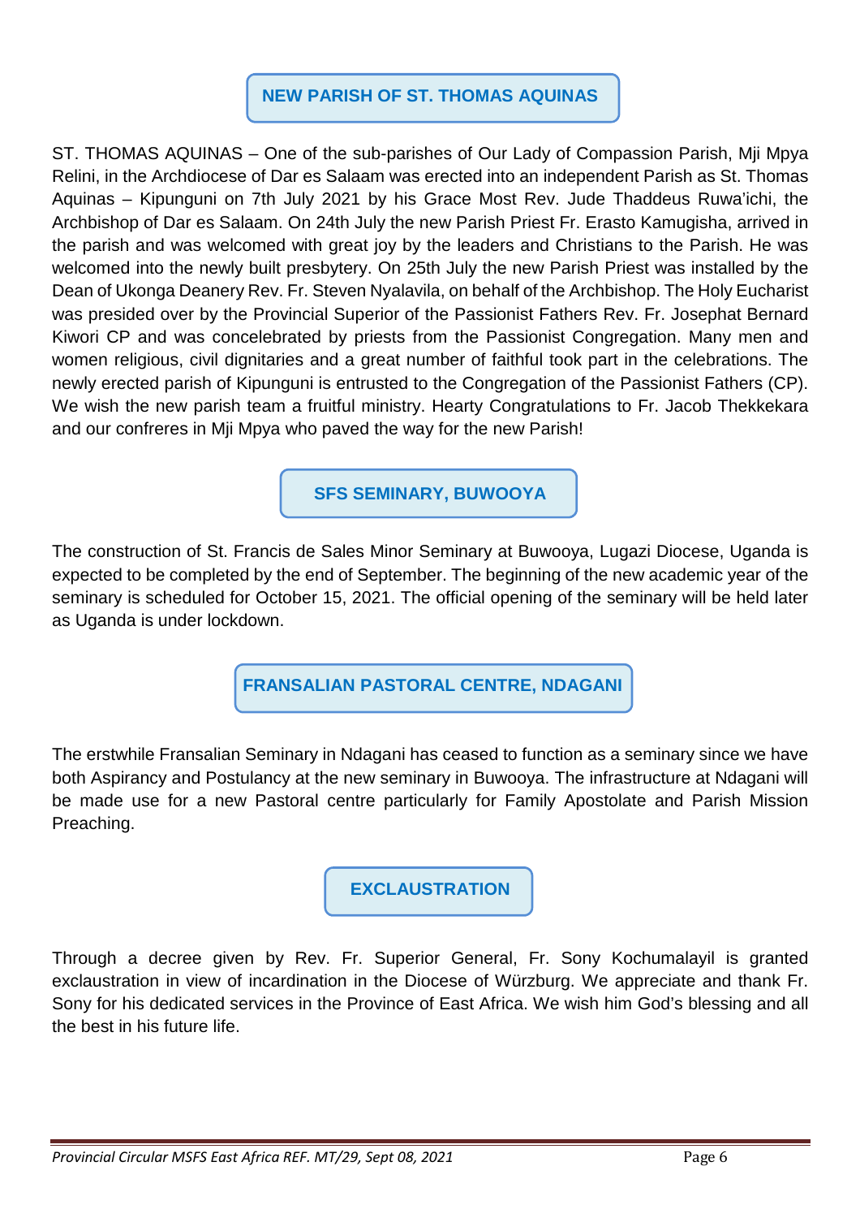## NEW PARISH OF ST. THOMAS AQUINAS

ST. THOMAS AQUINAS – One of the sub-parishes of Our Lady of Compassion Parish, Mji Mpya Relini, in the Archdiocese of Dar es Salaam was erected into an independent Parish as St. Thomas Aquinas – Kipunguni on 7th July 2021 by his Grace Most Rev. Jude Thaddeus Ruwa'ichi, the Archbishop of Dar es Salaam. On 24th July the new Parish Priest Fr. Erasto Kamugisha, arrived in the parish and was welcomed with great joy by the leaders and Christians to the Parish. He was welcomed into the newly built presbytery. On 25th July the new Parish Priest was installed by the Dean of Ukonga Deanery Rev. Fr. Steven Nyalavila, on behalf of the Archbishop. The Holy Eucharist was presided over by the Provincial Superior of the Passionist Fathers Rev. Fr. Josephat Bernard Kiwori CP and was concelebrated by priests from the Passionist Congregation. Many men and women religious, civil dignitaries and a great number of faithful took part in the celebrations. The newly erected parish of Kipunguni is entrusted to the Congregation of the Passionist Fathers (CP). We wish the new parish team a fruitful ministry. Hearty Congratulations to Fr. Jacob Thekkekara and our confreres in Mji Mpya who paved the way for the new Parish!

## SFS SEMINARY, BUWOOYA

The construction of St. Francis de Sales Minor Seminary at Buwooya, Lugazi Diocese, Uganda is expected to be completed by the end of September. The beginning of the new academic year of the seminary is scheduled for October 15, 2021. The official opening of the seminary will be held later as Uganda is under lockdown.

## FRANSALIAN PASTORAL CENTRE, NDAGANI

The erstwhile Fransalian Seminary in Ndagani has ceased to function as a seminary since we have both Aspirancy and Postulancy at the new seminary in Buwooya. The infrastructure at Ndagani will be made use for a new Pastoral centre particularly for Family Apostolate and Parish Mission Preaching.

## EXCLAUSTRATION

Through a decree given by Rev. Fr. Superior General, Fr. Sony Kochumalayil is granted exclaustration in view of incardination in the Diocese of Würzburg. We appreciate and thank Fr. Sony for his dedicated services in the Province of East Africa. We wish him God's blessing and all the best in his future life.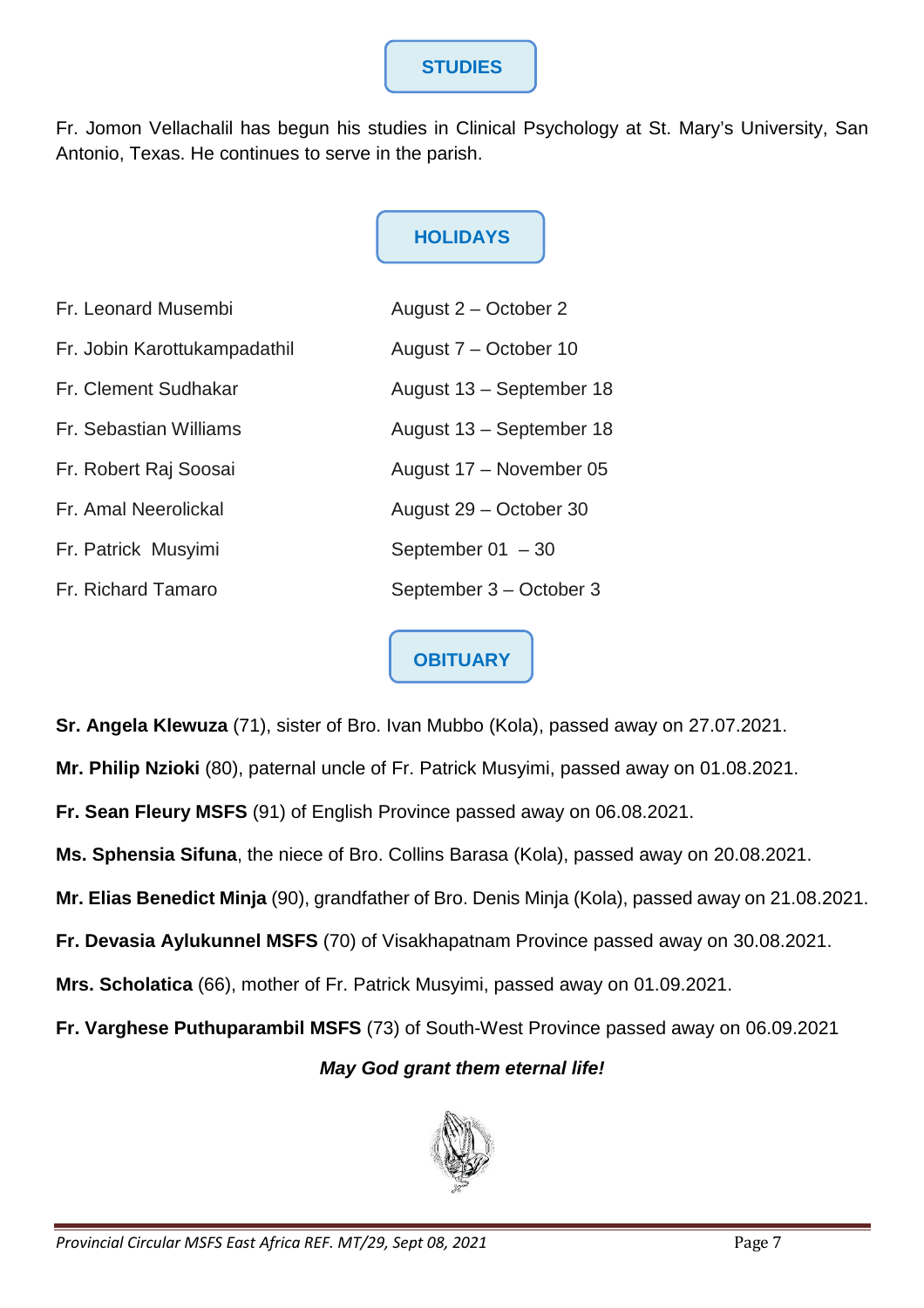## STUDIES

Fr. Jomon Vellachalil has begun his studies in Clinical Psychology at St. Mary's University, San Antonio, Texas. He continues to serve in the parish.

## HOLIDAYS

| | |
|---|---|
| Fr. Leonard Musembi | August 2 – October 2 |
| Fr. Jobin Karottukampadathil | August 7 – October 10 |
| Fr. Clement Sudhakar | August 13 – September 18 |
| Fr. Sebastian Williams | August 13 – September 18 |
| Fr. Robert Raj Soosai | August 17 – November 05 |
| Fr. Amal Neerolickal | August 29 – October 30 |
| Fr. Patrick Musyimi | September 01 – 30 |
| Fr. Richard Tamaro | September 3 – October 3 |

## OBITUARY

**Sr. Angela Klewuza** (71), sister of Bro. Ivan Mubbo (Kola), passed away on 27.07.2021.

**Mr. Philip Nzioki** (80), paternal uncle of Fr. Patrick Musyimi, passed away on 01.08.2021.

**Fr. Sean Fleury MSFS** (91) of English Province passed away on 06.08.2021.

**Ms. Sphensia Sifuna**, the niece of Bro. Collins Barasa (Kola), passed away on 20.08.2021.

**Mr. Elias Benedict Minja** (90), grandfather of Bro. Denis Minja (Kola), passed away on 21.08.2021.

**Fr. Devasia Aylukunnel MSFS** (70) of Visakhapatnam Province passed away on 30.08.2021.

**Mrs. Scholatica** (66), mother of Fr. Patrick Musyimi, passed away on 01.09.2021.

**Fr. Varghese Puthuparambil MSFS** (73) of South-West Province passed away on 06.09.2021

***May God grant them eternal life!***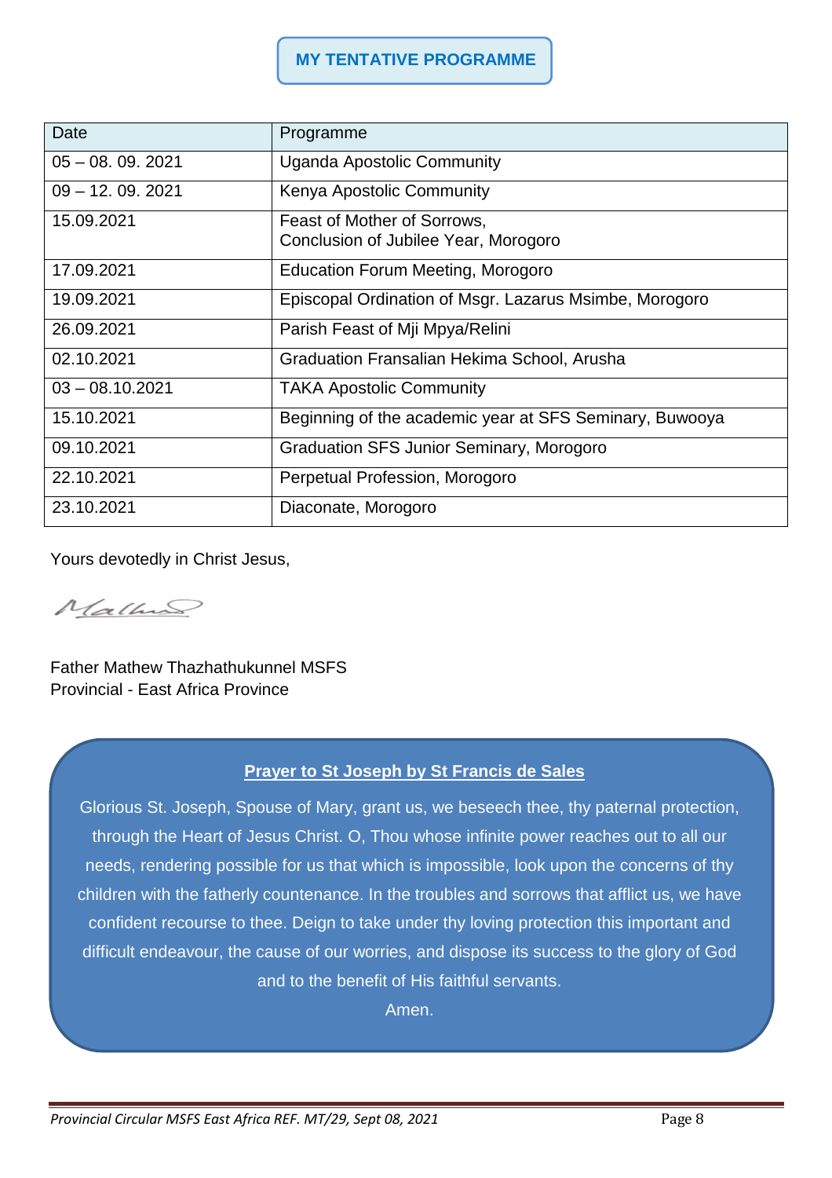## MY TENTATIVE PROGRAMME

| Date | Programme |
|---|---|
| 05 – 08. 09. 2021 | Uganda Apostolic Community |
| 09 – 12. 09. 2021 | Kenya Apostolic Community |
| 15.09.2021 | Feast of Mother of Sorrows, Conclusion of Jubilee Year, Morogoro |
| 17.09.2021 | Education Forum Meeting, Morogoro |
| 19.09.2021 | Episcopal Ordination of Msgr. Lazarus Msimbe, Morogoro |
| 26.09.2021 | Parish Feast of Mji Mpya/Relini |
| 02.10.2021 | Graduation Fransalian Hekima School, Arusha |
| 03 – 08.10.2021 | TAKA Apostolic Community |
| 15.10.2021 | Beginning of the academic year at SFS Seminary, Buwooya |
| 09.10.2021 | Graduation SFS Junior Seminary, Morogoro |
| 22.10.2021 | Perpetual Profession, Morogoro |
| 23.10.2021 | Diaconate, Morogoro |

Yours devotedly in Christ Jesus,

Father Mathew Thazhathukunnel MSFS
Provincial - East Africa Province

**Prayer to St Joseph by St Francis de Sales**

Glorious St. Joseph, Spouse of Mary, grant us, we beseech thee, thy paternal protection, through the Heart of Jesus Christ. O, Thou whose infinite power reaches out to all our needs, rendering possible for us that which is impossible, look upon the concerns of thy children with the fatherly countenance. In the troubles and sorrows that afflict us, we have confident recourse to thee. Deign to take under thy loving protection this important and difficult endeavour, the cause of our worries, and dispose its success to the glory of God and to the benefit of His faithful servants.

Amen.